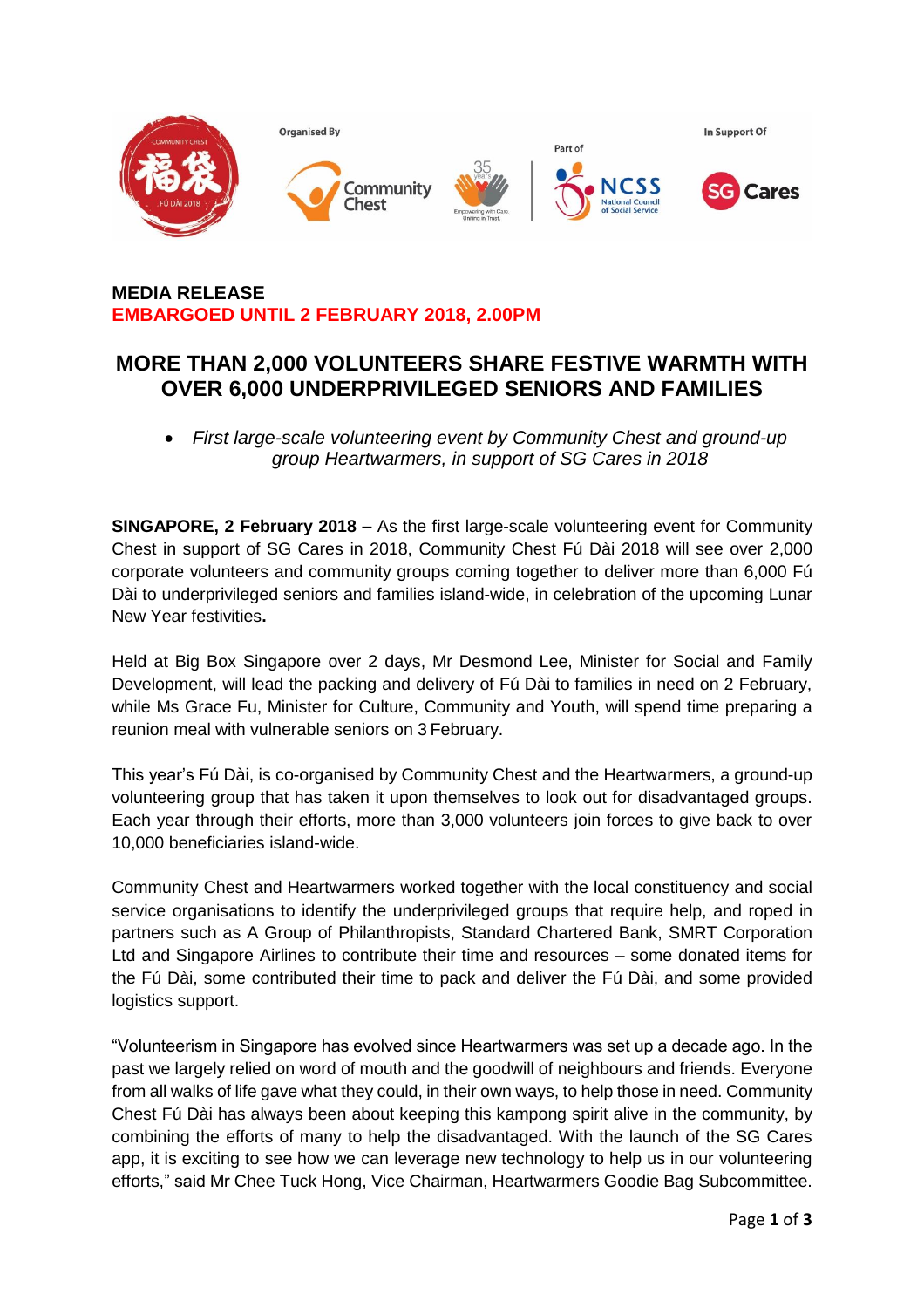Organised By

Part of

In Support Of

**MEDIA RELEASE**
**EMBARGOED UNTIL 2 FEBRUARY 2018, 2.00PM**

# MORE THAN 2,000 VOLUNTEERS SHARE FESTIVE WARMTH WITH OVER 6,000 UNDERPRIVILEGED SENIORS AND FAMILIES

- *First large-scale volunteering event by Community Chest and ground-up group Heartwarmers, in support of SG Cares in 2018*

**SINGAPORE, 2 February 2018 –** As the first large-scale volunteering event for Community Chest in support of SG Cares in 2018, Community Chest Fú Dài 2018 will see over 2,000 corporate volunteers and community groups coming together to deliver more than 6,000 Fú Dài to underprivileged seniors and families island-wide, in celebration of the upcoming Lunar New Year festivities**.**

Held at Big Box Singapore over 2 days, Mr Desmond Lee, Minister for Social and Family Development, will lead the packing and delivery of Fú Dài to families in need on 2 February, while Ms Grace Fu, Minister for Culture, Community and Youth, will spend time preparing a reunion meal with vulnerable seniors on 3 February.

This year's Fú Dài, is co-organised by Community Chest and the Heartwarmers, a ground-up volunteering group that has taken it upon themselves to look out for disadvantaged groups. Each year through their efforts, more than 3,000 volunteers join forces to give back to over 10,000 beneficiaries island-wide.

Community Chest and Heartwarmers worked together with the local constituency and social service organisations to identify the underprivileged groups that require help, and roped in partners such as A Group of Philanthropists, Standard Chartered Bank, SMRT Corporation Ltd and Singapore Airlines to contribute their time and resources – some donated items for the Fú Dài, some contributed their time to pack and deliver the Fú Dài, and some provided logistics support.

"Volunteerism in Singapore has evolved since Heartwarmers was set up a decade ago. In the past we largely relied on word of mouth and the goodwill of neighbours and friends. Everyone from all walks of life gave what they could, in their own ways, to help those in need. Community Chest Fú Dài has always been about keeping this kampong spirit alive in the community, by combining the efforts of many to help the disadvantaged. With the launch of the SG Cares app, it is exciting to see how we can leverage new technology to help us in our volunteering efforts," said Mr Chee Tuck Hong, Vice Chairman, Heartwarmers Goodie Bag Subcommittee.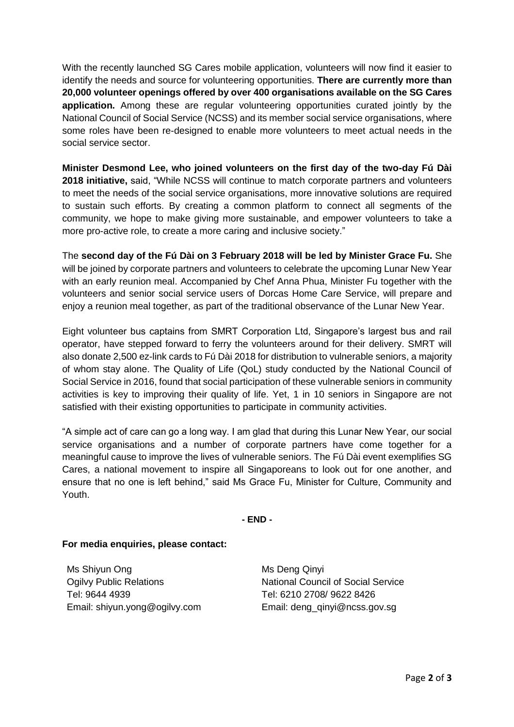With the recently launched SG Cares mobile application, volunteers will now find it easier to identify the needs and source for volunteering opportunities. **There are currently more than 20,000 volunteer openings offered by over 400 organisations available on the SG Cares application.** Among these are regular volunteering opportunities curated jointly by the National Council of Social Service (NCSS) and its member social service organisations, where some roles have been re-designed to enable more volunteers to meet actual needs in the social service sector.

**Minister Desmond Lee, who joined volunteers on the first day of the two-day Fú Dài 2018 initiative,** said, "While NCSS will continue to match corporate partners and volunteers to meet the needs of the social service organisations, more innovative solutions are required to sustain such efforts. By creating a common platform to connect all segments of the community, we hope to make giving more sustainable, and empower volunteers to take a more pro-active role, to create a more caring and inclusive society."

The **second day of the Fú Dài on 3 February 2018 will be led by Minister Grace Fu.** She will be joined by corporate partners and volunteers to celebrate the upcoming Lunar New Year with an early reunion meal. Accompanied by Chef Anna Phua, Minister Fu together with the volunteers and senior social service users of Dorcas Home Care Service, will prepare and enjoy a reunion meal together, as part of the traditional observance of the Lunar New Year.

Eight volunteer bus captains from SMRT Corporation Ltd, Singapore's largest bus and rail operator, have stepped forward to ferry the volunteers around for their delivery. SMRT will also donate 2,500 ez-link cards to Fú Dài 2018 for distribution to vulnerable seniors, a majority of whom stay alone. The Quality of Life (QoL) study conducted by the National Council of Social Service in 2016, found that social participation of these vulnerable seniors in community activities is key to improving their quality of life. Yet, 1 in 10 seniors in Singapore are not satisfied with their existing opportunities to participate in community activities.

"A simple act of care can go a long way. I am glad that during this Lunar New Year, our social service organisations and a number of corporate partners have come together for a meaningful cause to improve the lives of vulnerable seniors. The Fú Dài event exemplifies SG Cares, a national movement to inspire all Singaporeans to look out for one another, and ensure that no one is left behind," said Ms Grace Fu, Minister for Culture, Community and Youth.

**- END -**

**For media enquiries, please contact:**

Ms Shiyun Ong
Ogilvy Public Relations
Tel: 9644 4939
Email: shiyun.yong@ogilvy.com

Ms Deng Qinyi
National Council of Social Service
Tel: 6210 2708/ 9622 8426
Email: deng_qinyi@ncss.gov.sg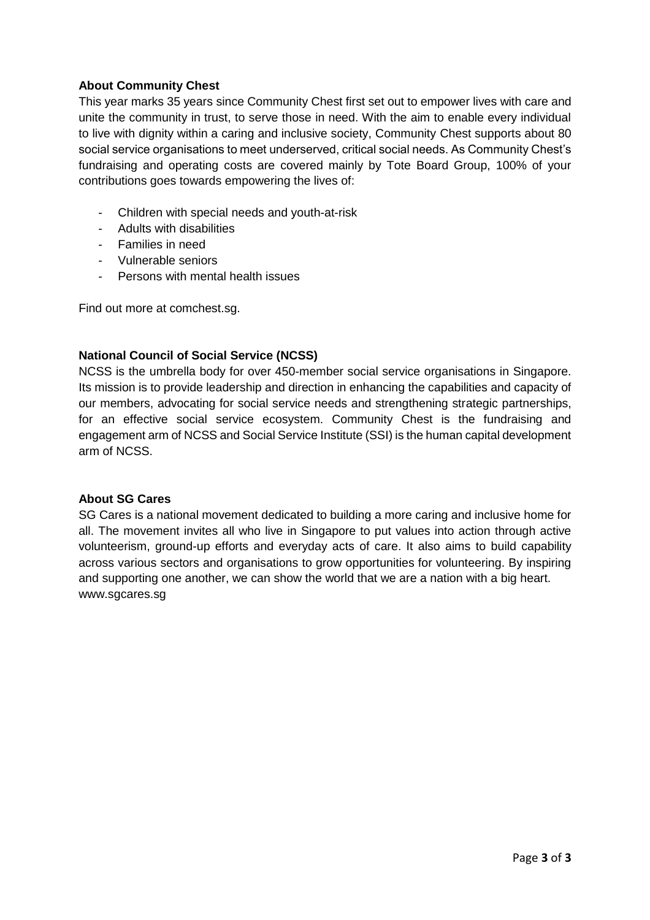**About Community Chest**

This year marks 35 years since Community Chest first set out to empower lives with care and unite the community in trust, to serve those in need. With the aim to enable every individual to live with dignity within a caring and inclusive society, Community Chest supports about 80 social service organisations to meet underserved, critical social needs. As Community Chest's fundraising and operating costs are covered mainly by Tote Board Group, 100% of your contributions goes towards empowering the lives of:

- Children with special needs and youth-at-risk
- Adults with disabilities
- Families in need
- Vulnerable seniors
- Persons with mental health issues

Find out more at comchest.sg.

**National Council of Social Service (NCSS)**

NCSS is the umbrella body for over 450-member social service organisations in Singapore. Its mission is to provide leadership and direction in enhancing the capabilities and capacity of our members, advocating for social service needs and strengthening strategic partnerships, for an effective social service ecosystem. Community Chest is the fundraising and engagement arm of NCSS and Social Service Institute (SSI) is the human capital development arm of NCSS.

**About SG Cares**

SG Cares is a national movement dedicated to building a more caring and inclusive home for all. The movement invites all who live in Singapore to put values into action through active volunteerism, ground-up efforts and everyday acts of care. It also aims to build capability across various sectors and organisations to grow opportunities for volunteering. By inspiring and supporting one another, we can show the world that we are a nation with a big heart. www.sgcares.sg